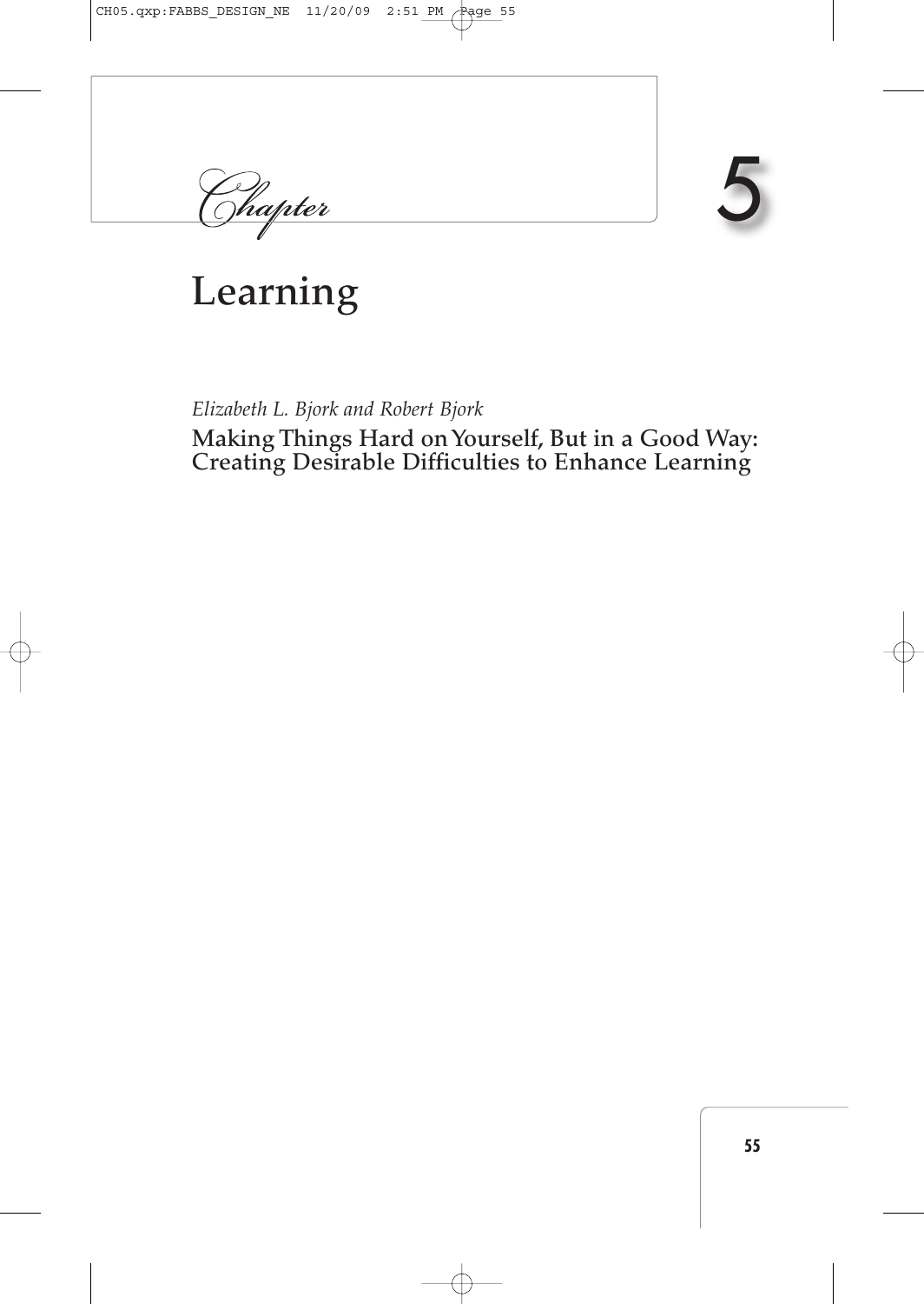# Chapter 5

# Learning

*Elizabeth L. Bjork and Robert Bjork*

## Making Things Hard on Yourself, But in a Good Way: Creating Desirable Difficulties to Enhance Learning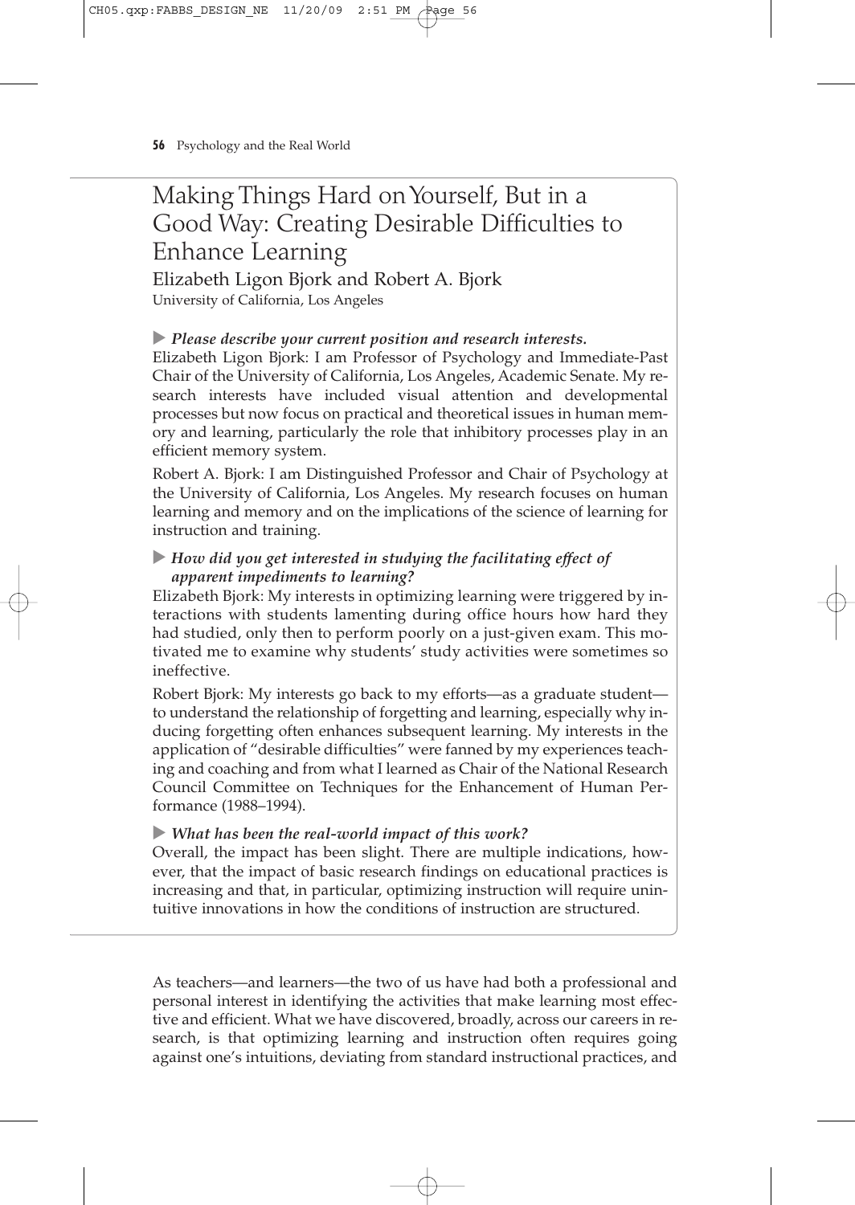# Making Things Hard on Yourself, But in a Good Way: Creating Desirable Difficulties to Enhance Learning

Elizabeth Ligon Bjork and Robert A. Bjork
University of California, Los Angeles

▶ ***Please describe your current position and research interests.***

Elizabeth Ligon Bjork: I am Professor of Psychology and Immediate-Past Chair of the University of California, Los Angeles, Academic Senate. My research interests have included visual attention and developmental processes but now focus on practical and theoretical issues in human memory and learning, particularly the role that inhibitory processes play in an efficient memory system.

Robert A. Bjork: I am Distinguished Professor and Chair of Psychology at the University of California, Los Angeles. My research focuses on human learning and memory and on the implications of the science of learning for instruction and training.

▶ ***How did you get interested in studying the facilitating effect of apparent impediments to learning?***

Elizabeth Bjork: My interests in optimizing learning were triggered by interactions with students lamenting during office hours how hard they had studied, only then to perform poorly on a just-given exam. This motivated me to examine why students' study activities were sometimes so ineffective.

Robert Bjork: My interests go back to my efforts—as a graduate student—to understand the relationship of forgetting and learning, especially why inducing forgetting often enhances subsequent learning. My interests in the application of "desirable difficulties" were fanned by my experiences teaching and coaching and from what I learned as Chair of the National Research Council Committee on Techniques for the Enhancement of Human Performance (1988–1994).

▶ ***What has been the real-world impact of this work?***

Overall, the impact has been slight. There are multiple indications, however, that the impact of basic research findings on educational practices is increasing and that, in particular, optimizing instruction will require unintuitive innovations in how the conditions of instruction are structured.

As teachers—and learners—the two of us have had both a professional and personal interest in identifying the activities that make learning most effective and efficient. What we have discovered, broadly, across our careers in research, is that optimizing learning and instruction often requires going against one's intuitions, deviating from standard instructional practices, and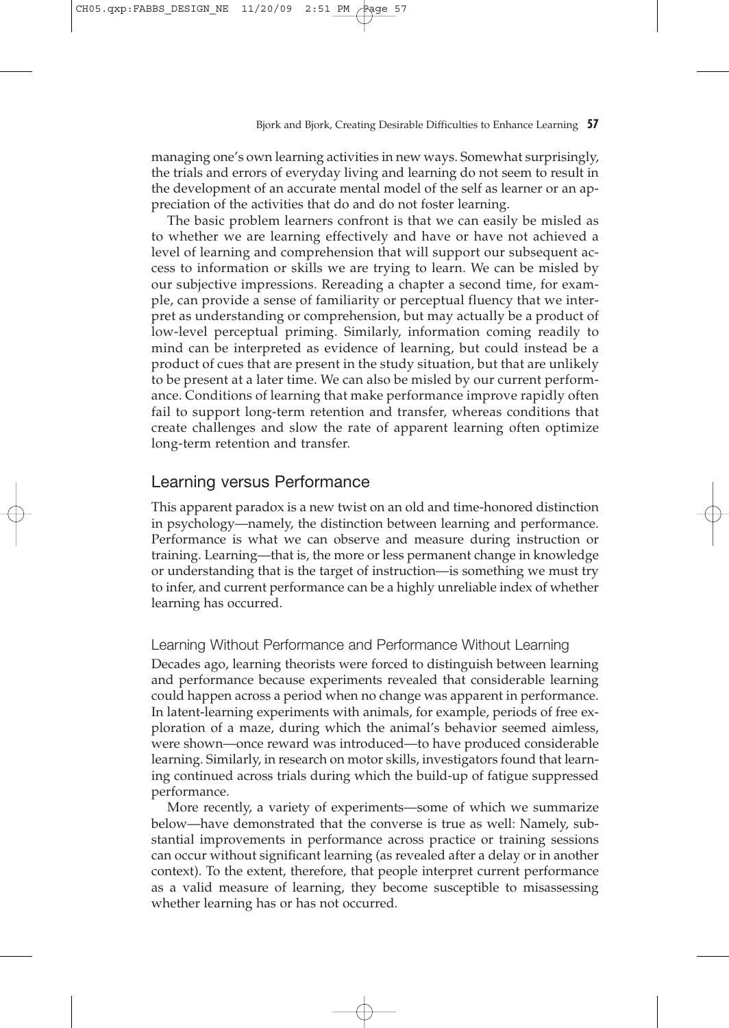managing one's own learning activities in new ways. Somewhat surprisingly, the trials and errors of everyday living and learning do not seem to result in the development of an accurate mental model of the self as learner or an appreciation of the activities that do and do not foster learning.

The basic problem learners confront is that we can easily be misled as to whether we are learning effectively and have or have not achieved a level of learning and comprehension that will support our subsequent access to information or skills we are trying to learn. We can be misled by our subjective impressions. Rereading a chapter a second time, for example, can provide a sense of familiarity or perceptual fluency that we interpret as understanding or comprehension, but may actually be a product of low-level perceptual priming. Similarly, information coming readily to mind can be interpreted as evidence of learning, but could instead be a product of cues that are present in the study situation, but that are unlikely to be present at a later time. We can also be misled by our current performance. Conditions of learning that make performance improve rapidly often fail to support long-term retention and transfer, whereas conditions that create challenges and slow the rate of apparent learning often optimize long-term retention and transfer.

## Learning versus Performance

This apparent paradox is a new twist on an old and time-honored distinction in psychology—namely, the distinction between learning and performance. Performance is what we can observe and measure during instruction or training. Learning—that is, the more or less permanent change in knowledge or understanding that is the target of instruction—is something we must try to infer, and current performance can be a highly unreliable index of whether learning has occurred.

### Learning Without Performance and Performance Without Learning

Decades ago, learning theorists were forced to distinguish between learning and performance because experiments revealed that considerable learning could happen across a period when no change was apparent in performance. In latent-learning experiments with animals, for example, periods of free exploration of a maze, during which the animal's behavior seemed aimless, were shown—once reward was introduced—to have produced considerable learning. Similarly, in research on motor skills, investigators found that learning continued across trials during which the build-up of fatigue suppressed performance.

More recently, a variety of experiments—some of which we summarize below—have demonstrated that the converse is true as well: Namely, substantial improvements in performance across practice or training sessions can occur without significant learning (as revealed after a delay or in another context). To the extent, therefore, that people interpret current performance as a valid measure of learning, they become susceptible to misassessing whether learning has or has not occurred.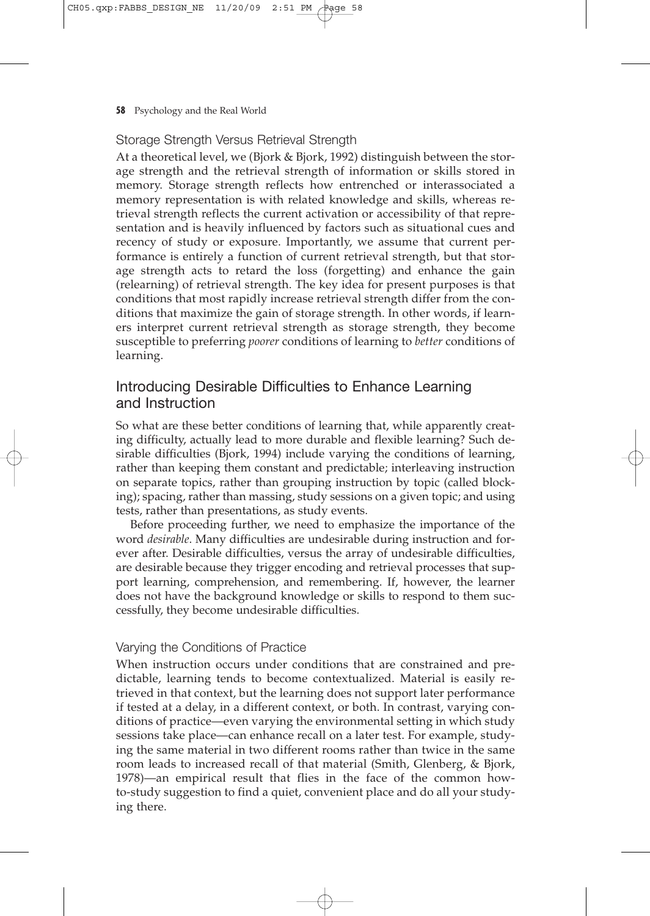### Storage Strength Versus Retrieval Strength

At a theoretical level, we (Bjork & Bjork, 1992) distinguish between the storage strength and the retrieval strength of information or skills stored in memory. Storage strength reflects how entrenched or interassociated a memory representation is with related knowledge and skills, whereas retrieval strength reflects the current activation or accessibility of that representation and is heavily influenced by factors such as situational cues and recency of study or exposure. Importantly, we assume that current performance is entirely a function of current retrieval strength, but that storage strength acts to retard the loss (forgetting) and enhance the gain (relearning) of retrieval strength. The key idea for present purposes is that conditions that most rapidly increase retrieval strength differ from the conditions that maximize the gain of storage strength. In other words, if learners interpret current retrieval strength as storage strength, they become susceptible to preferring *poorer* conditions of learning to *better* conditions of learning.

## Introducing Desirable Difficulties to Enhance Learning and Instruction

So what are these better conditions of learning that, while apparently creating difficulty, actually lead to more durable and flexible learning? Such desirable difficulties (Bjork, 1994) include varying the conditions of learning, rather than keeping them constant and predictable; interleaving instruction on separate topics, rather than grouping instruction by topic (called blocking); spacing, rather than massing, study sessions on a given topic; and using tests, rather than presentations, as study events.

Before proceeding further, we need to emphasize the importance of the word *desirable*. Many difficulties are undesirable during instruction and forever after. Desirable difficulties, versus the array of undesirable difficulties, are desirable because they trigger encoding and retrieval processes that support learning, comprehension, and remembering. If, however, the learner does not have the background knowledge or skills to respond to them successfully, they become undesirable difficulties.

### Varying the Conditions of Practice

When instruction occurs under conditions that are constrained and predictable, learning tends to become contextualized. Material is easily retrieved in that context, but the learning does not support later performance if tested at a delay, in a different context, or both. In contrast, varying conditions of practice—even varying the environmental setting in which study sessions take place—can enhance recall on a later test. For example, studying the same material in two different rooms rather than twice in the same room leads to increased recall of that material (Smith, Glenberg, & Bjork, 1978)—an empirical result that flies in the face of the common how-to-study suggestion to find a quiet, convenient place and do all your studying there.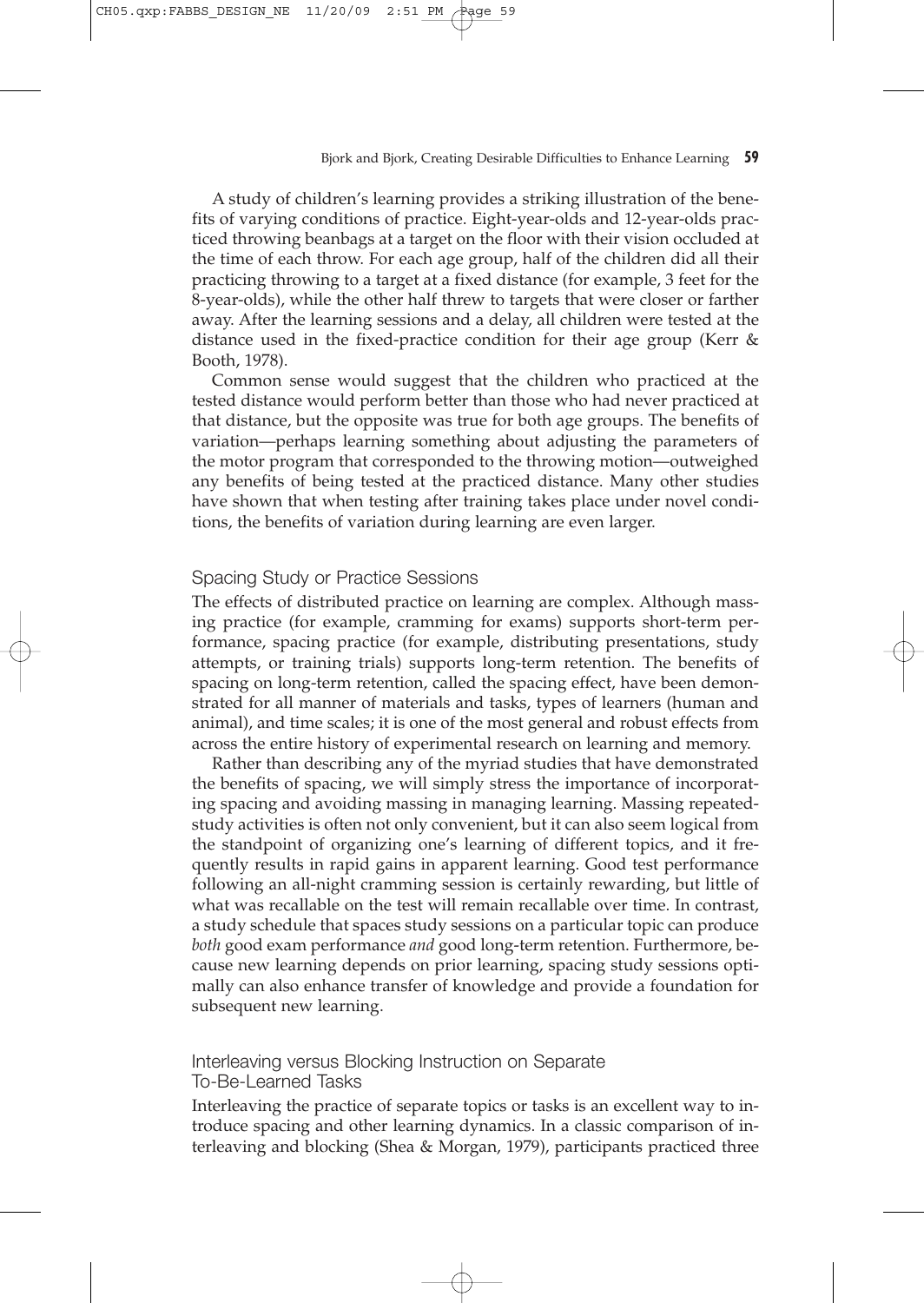A study of children's learning provides a striking illustration of the benefits of varying conditions of practice. Eight-year-olds and 12-year-olds practiced throwing beanbags at a target on the floor with their vision occluded at the time of each throw. For each age group, half of the children did all their practicing throwing to a target at a fixed distance (for example, 3 feet for the 8-year-olds), while the other half threw to targets that were closer or farther away. After the learning sessions and a delay, all children were tested at the distance used in the fixed-practice condition for their age group (Kerr & Booth, 1978).

Common sense would suggest that the children who practiced at the tested distance would perform better than those who had never practiced at that distance, but the opposite was true for both age groups. The benefits of variation—perhaps learning something about adjusting the parameters of the motor program that corresponded to the throwing motion—outweighed any benefits of being tested at the practiced distance. Many other studies have shown that when testing after training takes place under novel conditions, the benefits of variation during learning are even larger.

## Spacing Study or Practice Sessions

The effects of distributed practice on learning are complex. Although massing practice (for example, cramming for exams) supports short-term performance, spacing practice (for example, distributing presentations, study attempts, or training trials) supports long-term retention. The benefits of spacing on long-term retention, called the spacing effect, have been demonstrated for all manner of materials and tasks, types of learners (human and animal), and time scales; it is one of the most general and robust effects from across the entire history of experimental research on learning and memory.

Rather than describing any of the myriad studies that have demonstrated the benefits of spacing, we will simply stress the importance of incorporating spacing and avoiding massing in managing learning. Massing repeated-study activities is often not only convenient, but it can also seem logical from the standpoint of organizing one's learning of different topics, and it frequently results in rapid gains in apparent learning. Good test performance following an all-night cramming session is certainly rewarding, but little of what was recallable on the test will remain recallable over time. In contrast, a study schedule that spaces study sessions on a particular topic can produce *both* good exam performance *and* good long-term retention. Furthermore, because new learning depends on prior learning, spacing study sessions optimally can also enhance transfer of knowledge and provide a foundation for subsequent new learning.

## Interleaving versus Blocking Instruction on Separate To-Be-Learned Tasks

Interleaving the practice of separate topics or tasks is an excellent way to introduce spacing and other learning dynamics. In a classic comparison of interleaving and blocking (Shea & Morgan, 1979), participants practiced three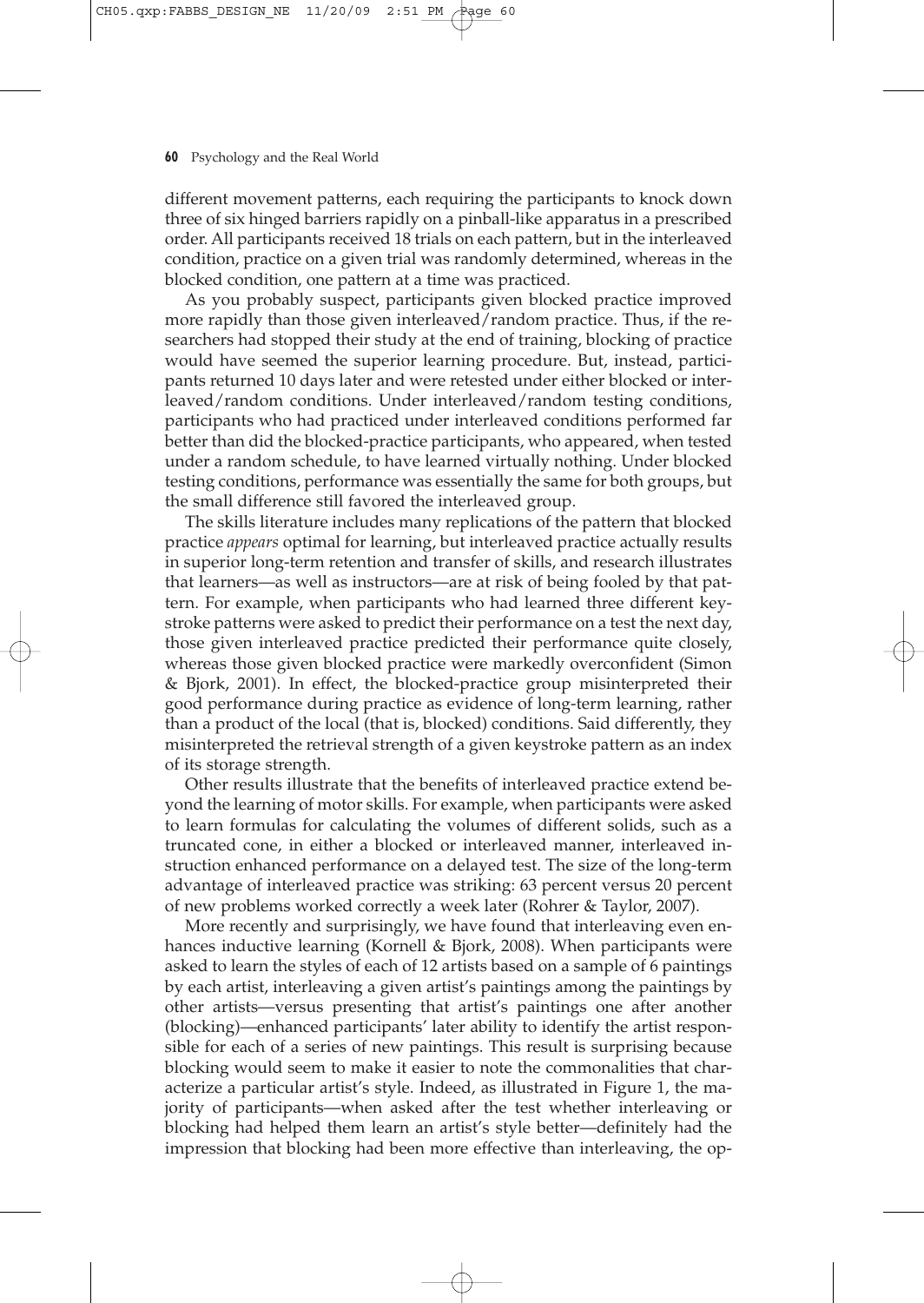different movement patterns, each requiring the participants to knock down three of six hinged barriers rapidly on a pinball-like apparatus in a prescribed order. All participants received 18 trials on each pattern, but in the interleaved condition, practice on a given trial was randomly determined, whereas in the blocked condition, one pattern at a time was practiced.

As you probably suspect, participants given blocked practice improved more rapidly than those given interleaved/random practice. Thus, if the researchers had stopped their study at the end of training, blocking of practice would have seemed the superior learning procedure. But, instead, participants returned 10 days later and were retested under either blocked or interleaved/random conditions. Under interleaved/random testing conditions, participants who had practiced under interleaved conditions performed far better than did the blocked-practice participants, who appeared, when tested under a random schedule, to have learned virtually nothing. Under blocked testing conditions, performance was essentially the same for both groups, but the small difference still favored the interleaved group.

The skills literature includes many replications of the pattern that blocked practice *appears* optimal for learning, but interleaved practice actually results in superior long-term retention and transfer of skills, and research illustrates that learners—as well as instructors—are at risk of being fooled by that pattern. For example, when participants who had learned three different keystroke patterns were asked to predict their performance on a test the next day, those given interleaved practice predicted their performance quite closely, whereas those given blocked practice were markedly overconfident (Simon & Bjork, 2001). In effect, the blocked-practice group misinterpreted their good performance during practice as evidence of long-term learning, rather than a product of the local (that is, blocked) conditions. Said differently, they misinterpreted the retrieval strength of a given keystroke pattern as an index of its storage strength.

Other results illustrate that the benefits of interleaved practice extend beyond the learning of motor skills. For example, when participants were asked to learn formulas for calculating the volumes of different solids, such as a truncated cone, in either a blocked or interleaved manner, interleaved instruction enhanced performance on a delayed test. The size of the long-term advantage of interleaved practice was striking: 63 percent versus 20 percent of new problems worked correctly a week later (Rohrer & Taylor, 2007).

More recently and surprisingly, we have found that interleaving even enhances inductive learning (Kornell & Bjork, 2008). When participants were asked to learn the styles of each of 12 artists based on a sample of 6 paintings by each artist, interleaving a given artist's paintings among the paintings by other artists—versus presenting that artist's paintings one after another (blocking)—enhanced participants' later ability to identify the artist responsible for each of a series of new paintings. This result is surprising because blocking would seem to make it easier to note the commonalities that characterize a particular artist's style. Indeed, as illustrated in Figure 1, the majority of participants—when asked after the test whether interleaving or blocking had helped them learn an artist's style better—definitely had the impression that blocking had been more effective than interleaving, the op-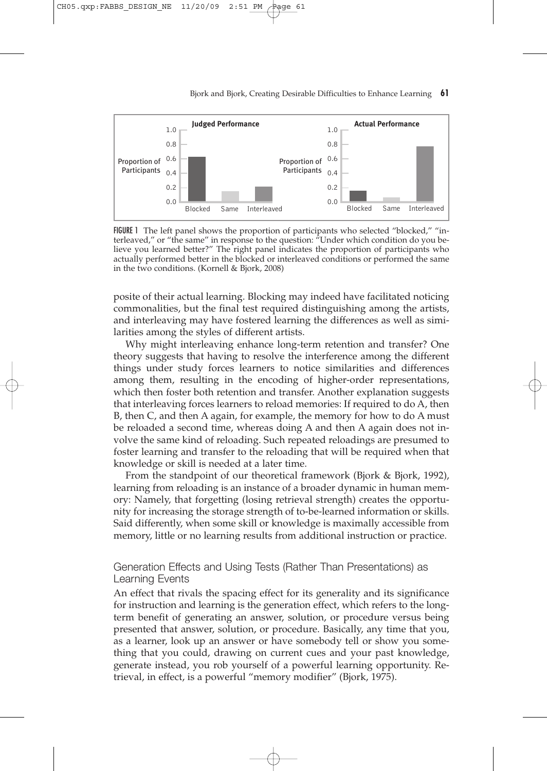FIGURE 1 The left panel shows the proportion of participants who selected "blocked," "interleaved," or "the same" in response to the question: "Under which condition do you believe you learned better?" The right panel indicates the proportion of participants who actually performed better in the blocked or interleaved conditions or performed the same in the two conditions. (Kornell & Bjork, 2008)

posite of their actual learning. Blocking may indeed have facilitated noticing commonalities, but the final test required distinguishing among the artists, and interleaving may have fostered learning the differences as well as similarities among the styles of different artists.

Why might interleaving enhance long-term retention and transfer? One theory suggests that having to resolve the interference among the different things under study forces learners to notice similarities and differences among them, resulting in the encoding of higher-order representations, which then foster both retention and transfer. Another explanation suggests that interleaving forces learners to reload memories: If required to do A, then B, then C, and then A again, for example, the memory for how to do A must be reloaded a second time, whereas doing A and then A again does not involve the same kind of reloading. Such repeated reloadings are presumed to foster learning and transfer to the reloading that will be required when that knowledge or skill is needed at a later time.

From the standpoint of our theoretical framework (Bjork & Bjork, 1992), learning from reloading is an instance of a broader dynamic in human memory: Namely, that forgetting (losing retrieval strength) creates the opportunity for increasing the storage strength of to-be-learned information or skills. Said differently, when some skill or knowledge is maximally accessible from memory, little or no learning results from additional instruction or practice.

## Generation Effects and Using Tests (Rather Than Presentations) as Learning Events

An effect that rivals the spacing effect for its generality and its significance for instruction and learning is the generation effect, which refers to the long-term benefit of generating an answer, solution, or procedure versus being presented that answer, solution, or procedure. Basically, any time that you, as a learner, look up an answer or have somebody tell or show you something that you could, drawing on current cues and your past knowledge, generate instead, you rob yourself of a powerful learning opportunity. Retrieval, in effect, is a powerful "memory modifier" (Bjork, 1975).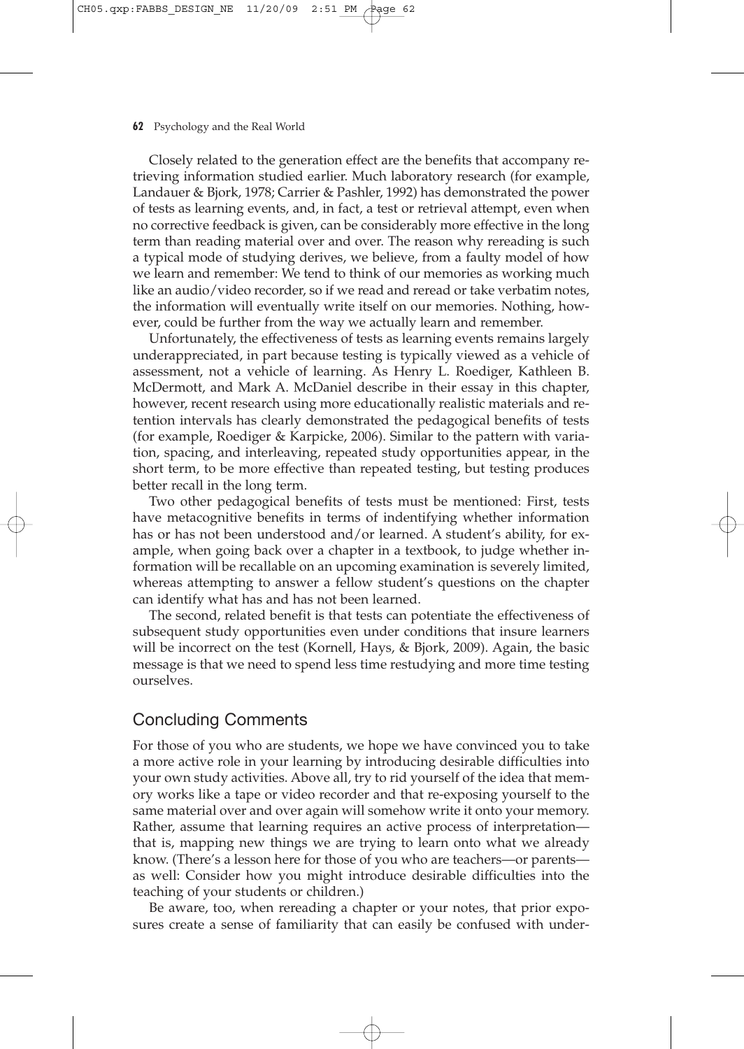Closely related to the generation effect are the benefits that accompany retrieving information studied earlier. Much laboratory research (for example, Landauer & Bjork, 1978; Carrier & Pashler, 1992) has demonstrated the power of tests as learning events, and, in fact, a test or retrieval attempt, even when no corrective feedback is given, can be considerably more effective in the long term than reading material over and over. The reason why rereading is such a typical mode of studying derives, we believe, from a faulty model of how we learn and remember: We tend to think of our memories as working much like an audio/video recorder, so if we read and reread or take verbatim notes, the information will eventually write itself on our memories. Nothing, however, could be further from the way we actually learn and remember.

Unfortunately, the effectiveness of tests as learning events remains largely underappreciated, in part because testing is typically viewed as a vehicle of assessment, not a vehicle of learning. As Henry L. Roediger, Kathleen B. McDermott, and Mark A. McDaniel describe in their essay in this chapter, however, recent research using more educationally realistic materials and retention intervals has clearly demonstrated the pedagogical benefits of tests (for example, Roediger & Karpicke, 2006). Similar to the pattern with variation, spacing, and interleaving, repeated study opportunities appear, in the short term, to be more effective than repeated testing, but testing produces better recall in the long term.

Two other pedagogical benefits of tests must be mentioned: First, tests have metacognitive benefits in terms of indentifying whether information has or has not been understood and/or learned. A student's ability, for example, when going back over a chapter in a textbook, to judge whether information will be recallable on an upcoming examination is severely limited, whereas attempting to answer a fellow student's questions on the chapter can identify what has and has not been learned.

The second, related benefit is that tests can potentiate the effectiveness of subsequent study opportunities even under conditions that insure learners will be incorrect on the test (Kornell, Hays, & Bjork, 2009). Again, the basic message is that we need to spend less time restudying and more time testing ourselves.

## Concluding Comments

For those of you who are students, we hope we have convinced you to take a more active role in your learning by introducing desirable difficulties into your own study activities. Above all, try to rid yourself of the idea that memory works like a tape or video recorder and that re-exposing yourself to the same material over and over again will somehow write it onto your memory. Rather, assume that learning requires an active process of interpretation—that is, mapping new things we are trying to learn onto what we already know. (There's a lesson here for those of you who are teachers—or parents—as well: Consider how you might introduce desirable difficulties into the teaching of your students or children.)

Be aware, too, when rereading a chapter or your notes, that prior exposures create a sense of familiarity that can easily be confused with under-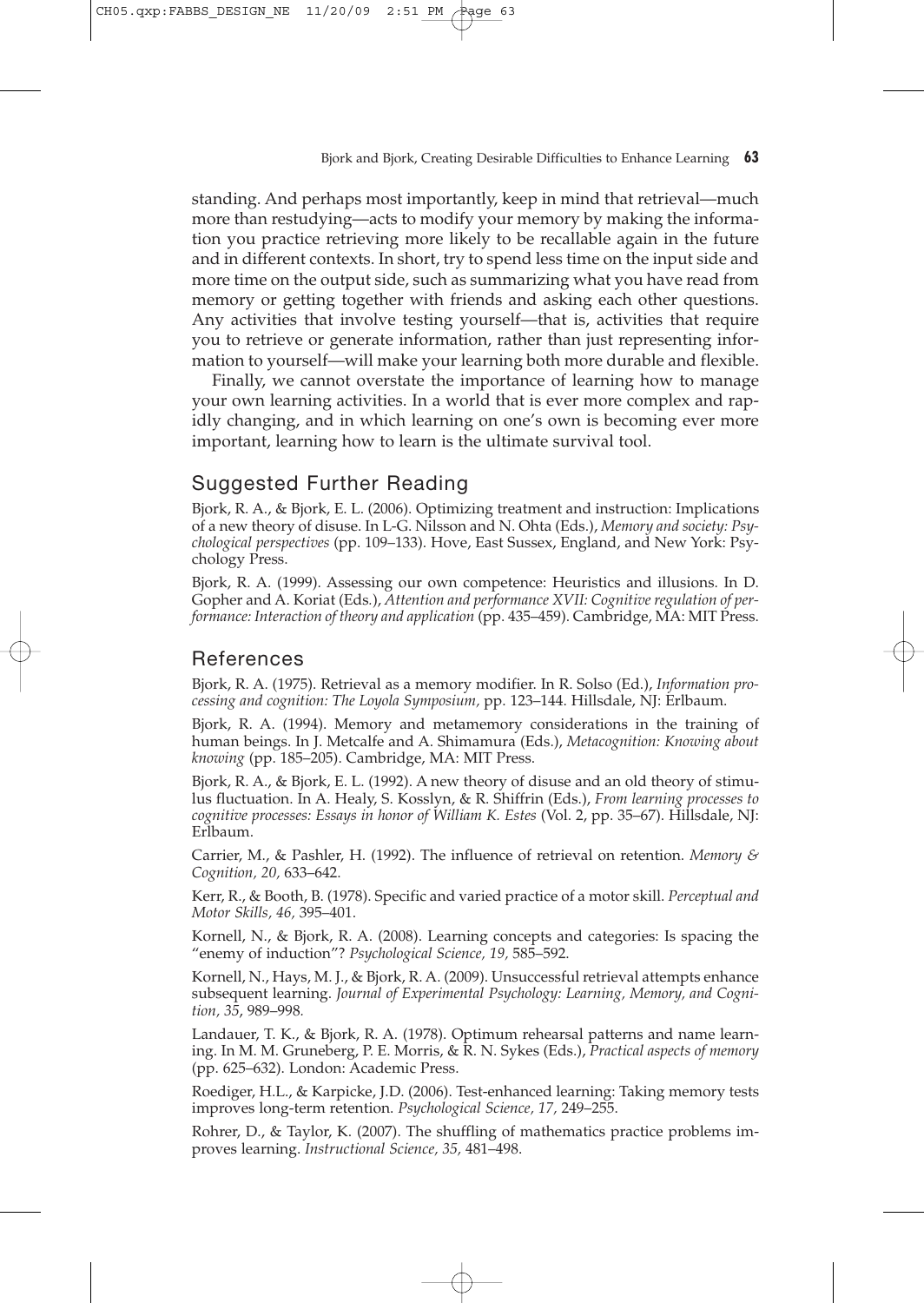standing. And perhaps most importantly, keep in mind that retrieval—much more than restudying—acts to modify your memory by making the information you practice retrieving more likely to be recallable again in the future and in different contexts. In short, try to spend less time on the input side and more time on the output side, such as summarizing what you have read from memory or getting together with friends and asking each other questions. Any activities that involve testing yourself—that is, activities that require you to retrieve or generate information, rather than just representing information to yourself—will make your learning both more durable and flexible.

Finally, we cannot overstate the importance of learning how to manage your own learning activities. In a world that is ever more complex and rapidly changing, and in which learning on one's own is becoming ever more important, learning how to learn is the ultimate survival tool.

## Suggested Further Reading

Bjork, R. A., & Bjork, E. L. (2006). Optimizing treatment and instruction: Implications of a new theory of disuse. In L-G. Nilsson and N. Ohta (Eds.), *Memory and society: Psychological perspectives* (pp. 109–133). Hove, East Sussex, England, and New York: Psychology Press.

Bjork, R. A. (1999). Assessing our own competence: Heuristics and illusions. In D. Gopher and A. Koriat (Eds.), *Attention and performance XVII: Cognitive regulation of performance: Interaction of theory and application* (pp. 435–459). Cambridge, MA: MIT Press.

## References

Bjork, R. A. (1975). Retrieval as a memory modifier. In R. Solso (Ed.), *Information processing and cognition: The Loyola Symposium*, pp. 123–144. Hillsdale, NJ: Erlbaum.

Bjork, R. A. (1994). Memory and metamemory considerations in the training of human beings. In J. Metcalfe and A. Shimamura (Eds.), *Metacognition: Knowing about knowing* (pp. 185–205). Cambridge, MA: MIT Press.

Bjork, R. A., & Bjork, E. L. (1992). A new theory of disuse and an old theory of stimulus fluctuation. In A. Healy, S. Kosslyn, & R. Shiffrin (Eds.), *From learning processes to cognitive processes: Essays in honor of William K. Estes* (Vol. 2, pp. 35–67). Hillsdale, NJ: Erlbaum.

Carrier, M., & Pashler, H. (1992). The influence of retrieval on retention. *Memory & Cognition, 20,* 633–642.

Kerr, R., & Booth, B. (1978). Specific and varied practice of a motor skill. *Perceptual and Motor Skills, 46,* 395–401.

Kornell, N., & Bjork, R. A. (2008). Learning concepts and categories: Is spacing the "enemy of induction"? *Psychological Science, 19,* 585–592.

Kornell, N., Hays, M. J., & Bjork, R. A. (2009). Unsuccessful retrieval attempts enhance subsequent learning. *Journal of Experimental Psychology: Learning, Memory, and Cognition, 35*, 989–998.

Landauer, T. K., & Bjork, R. A. (1978). Optimum rehearsal patterns and name learning. In M. M. Gruneberg, P. E. Morris, & R. N. Sykes (Eds.), *Practical aspects of memory* (pp. 625–632). London: Academic Press.

Roediger, H.L., & Karpicke, J.D. (2006). Test-enhanced learning: Taking memory tests improves long-term retention. *Psychological Science, 17,* 249–255.

Rohrer, D., & Taylor, K. (2007). The shuffling of mathematics practice problems improves learning. *Instructional Science, 35,* 481–498.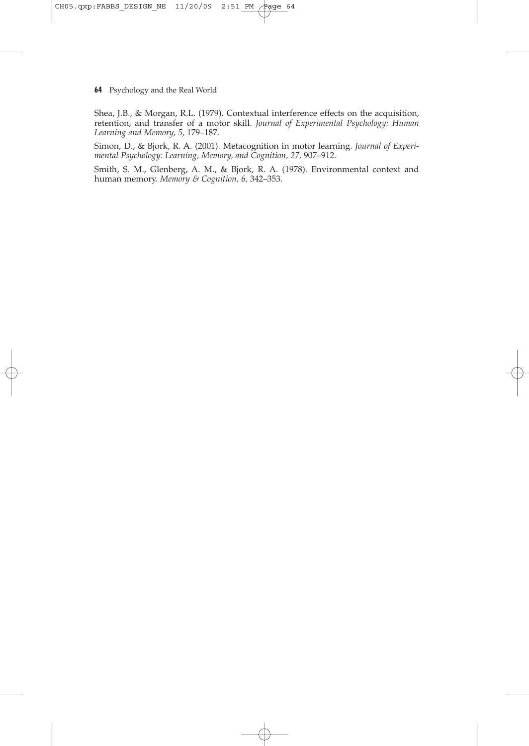Shea, J.B., & Morgan, R.L. (1979). Contextual interference effects on the acquisition, retention, and transfer of a motor skill. *Journal of Experimental Psychology: Human Learning and Memory, 5,* 179–187.

Simon, D., & Bjork, R. A. (2001). Metacognition in motor learning. *Journal of Experimental Psychology: Learning, Memory, and Cognition, 27,* 907–912.

Smith, S. M., Glenberg, A. M., & Bjork, R. A. (1978). Environmental context and human memory. *Memory & Cognition, 6,* 342–353.